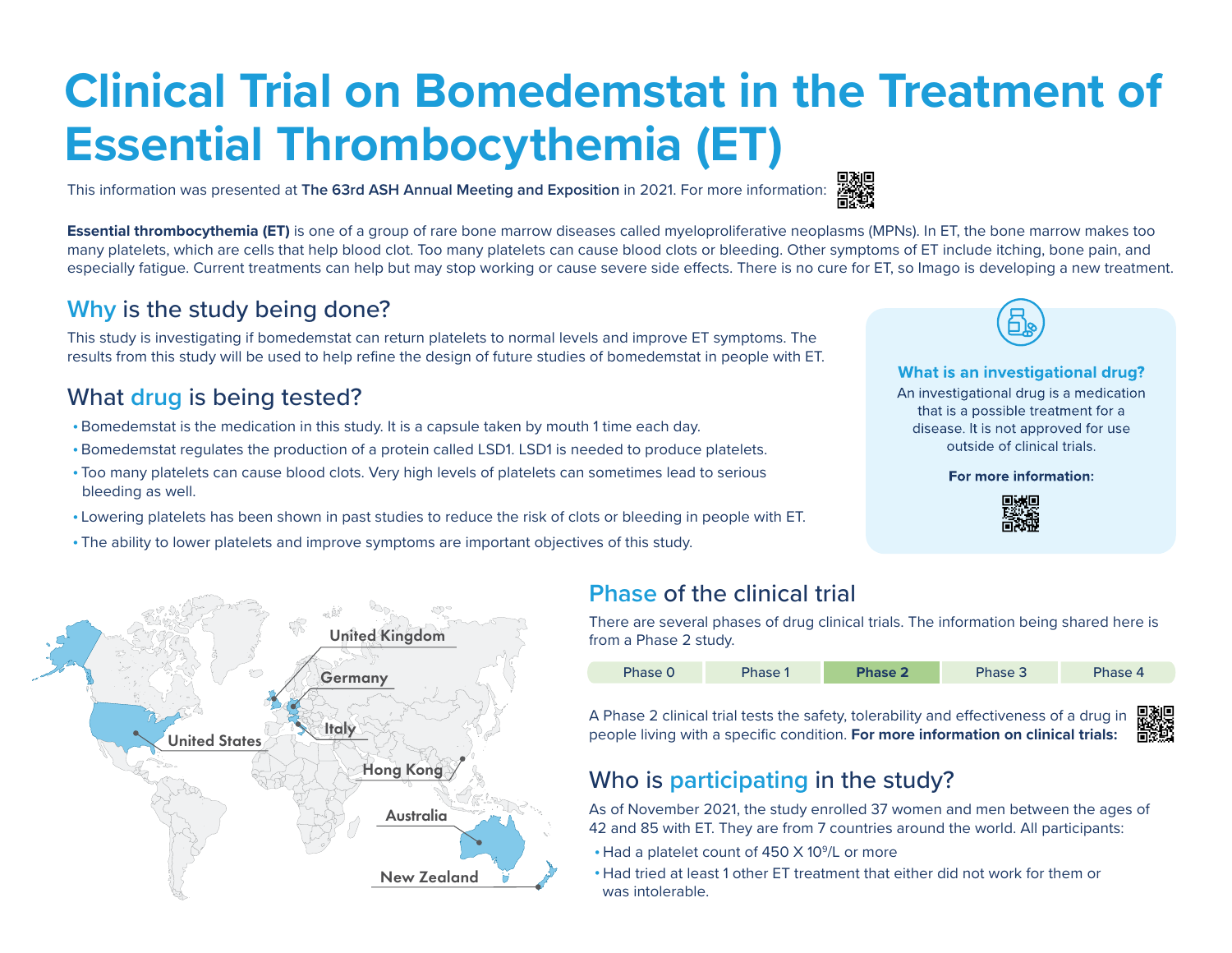# Clinical Trial on Bomedemstat in the Treatment of Essential Thrombocythemia (ET)

This information was presented at **The 63rd ASH Annual Meeting and Exposition** in 2021. For more information:

**Essential thrombocythemia (ET)** is one of a group of rare bone marrow diseases called myeloproliferative neoplasms (MPNs). In ET, the bone marrow makes too many platelets, which are cells that help blood clot. Too many platelets can cause blood clots or bleeding. Other symptoms of ET include itching, bone pain, and especially fatigue. Current treatments can help but may stop working or cause severe side effects. There is no cure for ET, so Imago is developing a new treatment.

## Why is the study being done?

This study is investigating if bomedemstat can return platelets to normal levels and improve ET symptoms. The results from this study will be used to help refine the design of future studies of bomedemstat in people with ET.

## What drug is being tested?

- Bomedemstat is the medication in this study. It is a capsule taken by mouth 1 time each day.
- Bomedemstat regulates the production of a protein called LSD1. LSD1 is needed to produce platelets.
- Too many platelets can cause blood clots. Very high levels of platelets can sometimes lead to serious bleeding as well.
- Lowering platelets has been shown in past studies to reduce the risk of clots or bleeding in people with ET.
- The ability to lower platelets and improve symptoms are important objectives of this study.

### What is an investigational drug?

An investigational drug is a medication that is a possible treatment for a disease. It is not approved for use outside of clinical trials.

**For more information:**

United Kingdom, Germany, Italy, United States, Hong Kong, Australia, New Zealand

## Phase of the clinical trial

There are several phases of drug clinical trials. The information being shared here is from a Phase 2 study.

| Phase 0 | Phase 1 | **Phase 2** | Phase 3 | Phase 4 |
|---|---|---|---|---|

A Phase 2 clinical trial tests the safety, tolerability and effectiveness of a drug in people living with a specific condition. **For more information on clinical trials:**

## Who is participating in the study?

As of November 2021, the study enrolled 37 women and men between the ages of 42 and 85 with ET. They are from 7 countries around the world. All participants:

- Had a platelet count of 450 X $10^9$/L or more
- Had tried at least 1 other ET treatment that either did not work for them or was intolerable.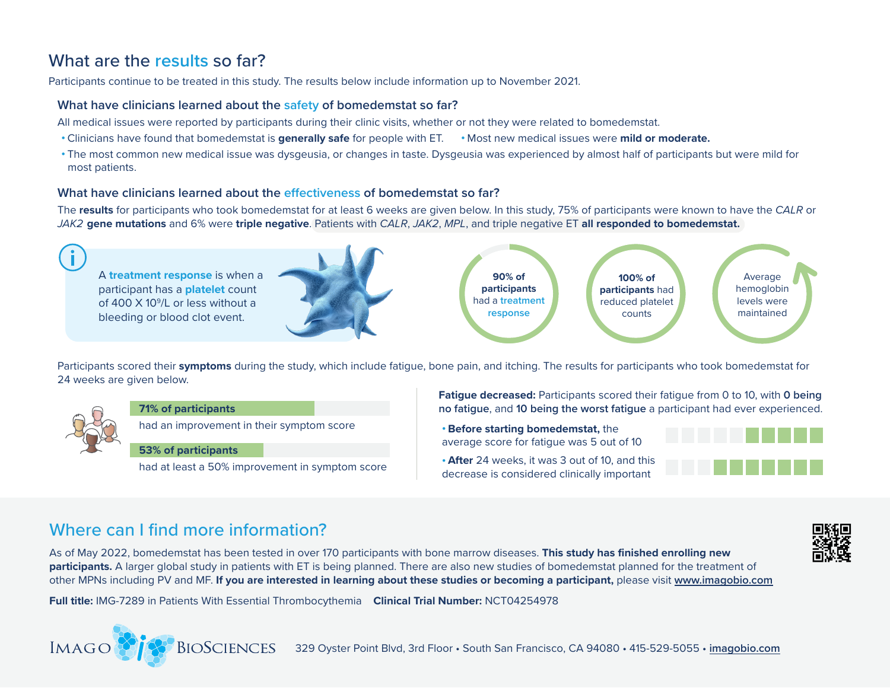# What are the results so far?

Participants continue to be treated in this study. The results below include information up to November 2021.

## What have clinicians learned about the safety of bomedemstat so far?

All medical issues were reported by participants during their clinic visits, whether or not they were related to bomedemstat.

- Clinicians have found that bomedemstat is **generally safe** for people with ET.
- Most new medical issues were **mild or moderate.**
- The most common new medical issue was dysgeusia, or changes in taste. Dysgeusia was experienced by almost half of participants but were mild for most patients.

## What have clinicians learned about the effectiveness of bomedemstat so far?

The **results** for participants who took bomedemstat for at least 6 weeks are given below. In this study, 75% of participants were known to have the *CALR* or *JAK2* **gene mutations** and 6% were **triple negative**. Patients with *CALR*, *JAK2*, *MPL*, and triple negative ET **all responded to bomedemstat.**

A **treatment response** is when a participant has a **platelet** count of 400 X $10^9$/L or less without a bleeding or blood clot event.

**90% of participants** had a treatment response

**100% of participants** had reduced platelet counts

Average hemoglobin levels were maintained

Participants scored their **symptoms** during the study, which include fatigue, bone pain, and itching. The results for participants who took bomedemstat for 24 weeks are given below.

**71% of participants**
had an improvement in their symptom score

**53% of participants**
had at least a 50% improvement in symptom score

**Fatigue decreased:** Participants scored their fatigue from 0 to 10, with **0 being no fatigue**, and **10 being the worst fatigue** a participant had ever experienced.

- **Before starting bomedemstat,** the average score for fatigue was 5 out of 10
- **After** 24 weeks, it was 3 out of 10, and this decrease is considered clinically important

# Where can I find more information?

As of May 2022, bomedemstat has been tested in over 170 participants with bone marrow diseases. **This study has finished enrolling new participants.** A larger global study in patients with ET is being planned. There are also new studies of bomedemstat planned for the treatment of other MPNs including PV and MF. **If you are interested in learning about these studies or becoming a participant,** please visit www.imagobio.com

**Full title:** IMG-7289 in Patients With Essential Thrombocythemia **Clinical Trial Number:** NCT04254978

IMAGO BIOSCIENCES 329 Oyster Point Blvd, 3rd Floor • South San Francisco, CA 94080 • 415-529-5055 • imagobio.com